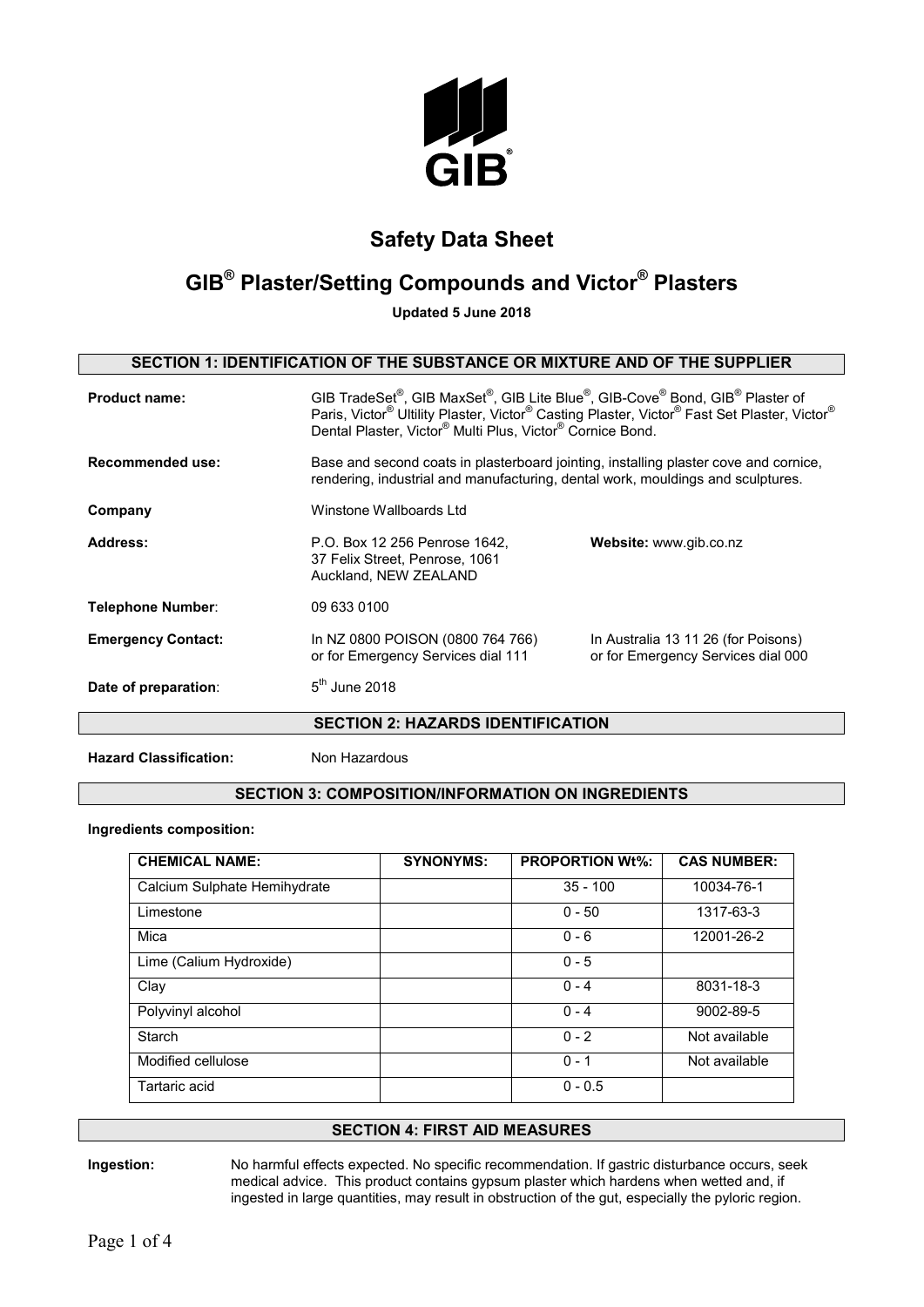# Safety Data Sheet

## GIB® Plaster/Setting Compounds and Victor® Plasters

**Updated 5 June 2018**

### SECTION 1: IDENTIFICATION OF THE SUBSTANCE OR MIXTURE AND OF THE SUPPLIER

**Product name:** GIB TradeSet®, GIB MaxSet®, GIB Lite Blue®, GIB-Cove® Bond, GIB® Plaster of Paris, Victor® Ultility Plaster, Victor® Casting Plaster, Victor® Fast Set Plaster, Victor® Dental Plaster, Victor® Multi Plus, Victor® Cornice Bond.

**Recommended use:** Base and second coats in plasterboard jointing, installing plaster cove and cornice, rendering, industrial and manufacturing, dental work, mouldings and sculptures.

**Company** Winstone Wallboards Ltd

**Address:** P.O. Box 12 256 Penrose 1642, 37 Felix Street, Penrose, 1061 Auckland, NEW ZEALAND

**Website:** www.gib.co.nz

**Telephone Number**: 09 633 0100

**Emergency Contact:** In NZ 0800 POISON (0800 764 766) or for Emergency Services dial 111

In Australia 13 11 26 (for Poisons) or for Emergency Services dial 000

**Date of preparation**: 5th June 2018

### SECTION 2: HAZARDS IDENTIFICATION

**Hazard Classification:** Non Hazardous

### SECTION 3: COMPOSITION/INFORMATION ON INGREDIENTS

**Ingredients composition:**

| CHEMICAL NAME: | SYNONYMS: | PROPORTION Wt%: | CAS NUMBER: |
|---|---|---|---|
| Calcium Sulphate Hemihydrate | | 35 - 100 | 10034-76-1 |
| Limestone | | 0 - 50 | 1317-63-3 |
| Mica | | 0 - 6 | 12001-26-2 |
| Lime (Calium Hydroxide) | | 0 - 5 | |
| Clay | | 0 - 4 | 8031-18-3 |
| Polyvinyl alcohol | | 0 - 4 | 9002-89-5 |
| Starch | | 0 - 2 | Not available |
| Modified cellulose | | 0 - 1 | Not available |
| Tartaric acid | | 0 - 0.5 | |

### SECTION 4: FIRST AID MEASURES

**Ingestion:** No harmful effects expected. No specific recommendation. If gastric disturbance occurs, seek medical advice. This product contains gypsum plaster which hardens when wetted and, if ingested in large quantities, may result in obstruction of the gut, especially the pyloric region.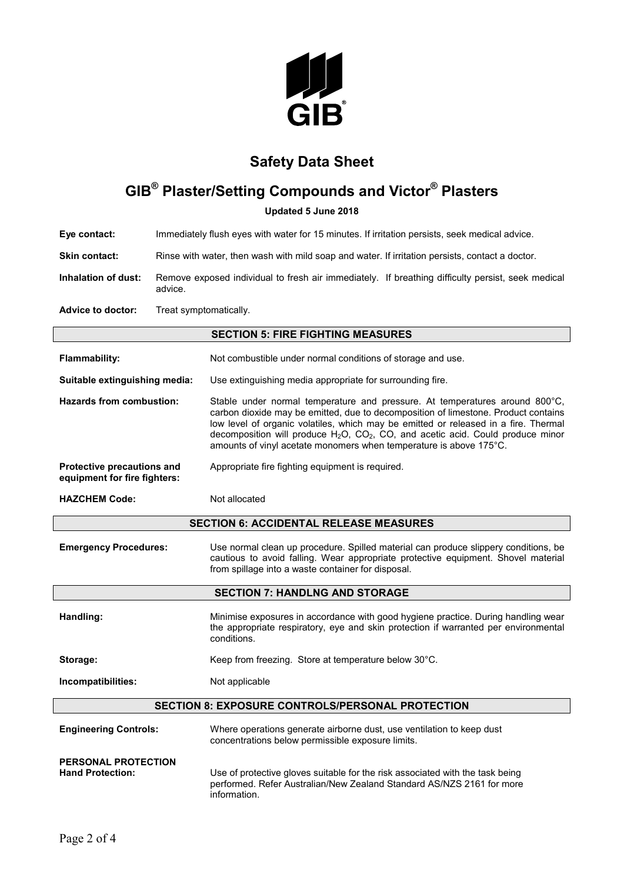# Safety Data Sheet

## GIB® Plaster/Setting Compounds and Victor® Plasters

**Updated 5 June 2018**

**Eye contact:** Immediately flush eyes with water for 15 minutes. If irritation persists, seek medical advice.

**Skin contact:** Rinse with water, then wash with mild soap and water. If irritation persists, contact a doctor.

**Inhalation of dust:** Remove exposed individual to fresh air immediately. If breathing difficulty persist, seek medical advice.

**Advice to doctor:** Treat symptomatically.

### SECTION 5: FIRE FIGHTING MEASURES

**Flammability:** Not combustible under normal conditions of storage and use.

**Suitable extinguishing media:** Use extinguishing media appropriate for surrounding fire.

**Hazards from combustion:** Stable under normal temperature and pressure. At temperatures around 800°C, carbon dioxide may be emitted, due to decomposition of limestone. Product contains low level of organic volatiles, which may be emitted or released in a fire. Thermal decomposition will produce $H_2O$, $CO_2$, CO, and acetic acid. Could produce minor amounts of vinyl acetate monomers when temperature is above 175°C.

**Protective precautions and equipment for fire fighters:** Appropriate fire fighting equipment is required.

**HAZCHEM Code:** Not allocated

### SECTION 6: ACCIDENTAL RELEASE MEASURES

**Emergency Procedures:** Use normal clean up procedure. Spilled material can produce slippery conditions, be cautious to avoid falling. Wear appropriate protective equipment. Shovel material from spillage into a waste container for disposal.

### SECTION 7: HANDLNG AND STORAGE

**Handling:** Minimise exposures in accordance with good hygiene practice. During handling wear the appropriate respiratory, eye and skin protection if warranted per environmental conditions.

**Storage:** Keep from freezing. Store at temperature below 30°C.

**Incompatibilities:** Not applicable

### SECTION 8: EXPOSURE CONTROLS/PERSONAL PROTECTION

**Engineering Controls:** Where operations generate airborne dust, use ventilation to keep dust concentrations below permissible exposure limits.

**PERSONAL PROTECTION**

**Hand Protection:** Use of protective gloves suitable for the risk associated with the task being performed. Refer Australian/New Zealand Standard AS/NZS 2161 for more information.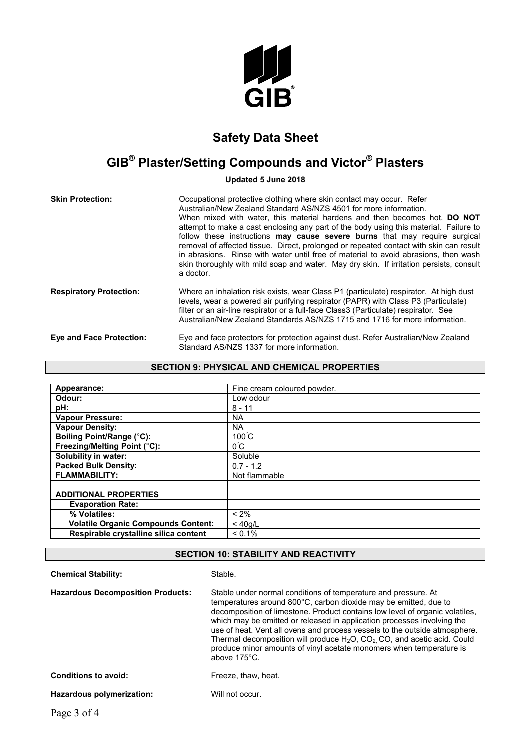# Safety Data Sheet

## GIB® Plaster/Setting Compounds and Victor® Plasters

**Updated 5 June 2018**

**Skin Protection:** Occupational protective clothing where skin contact may occur. Refer Australian/New Zealand Standard AS/NZS 4501 for more information. When mixed with water, this material hardens and then becomes hot. **DO NOT** attempt to make a cast enclosing any part of the body using this material. Failure to follow these instructions **may cause severe burns** that may require surgical removal of affected tissue. Direct, prolonged or repeated contact with skin can result in abrasions. Rinse with water until free of material to avoid abrasions, then wash skin thoroughly with mild soap and water. May dry skin. If irritation persists, consult a doctor.

**Respiratory Protection:** Where an inhalation risk exists, wear Class P1 (particulate) respirator. At high dust levels, wear a powered air purifying respirator (PAPR) with Class P3 (Particulate) filter or an air-line respirator or a full-face Class3 (Particulate) respirator. See Australian/New Zealand Standards AS/NZS 1715 and 1716 for more information.

**Eye and Face Protection:** Eye and face protectors for protection against dust. Refer Australian/New Zealand Standard AS/NZS 1337 for more information.

## SECTION 9: PHYSICAL AND CHEMICAL PROPERTIES

| | |
|---|---|
| **Appearance:** | Fine cream coloured powder. |
| **Odour:** | Low odour |
| **pH:** | 8 - 11 |
| **Vapour Pressure:** | NA |
| **Vapour Density:** | NA |
| **Boiling Point/Range (°C):** | 100°C |
| **Freezing/Melting Point (°C):** | 0°C |
| **Solubility in water:** | Soluble |
| **Packed Bulk Density:** | 0.7 - 1.2 |
| **FLAMMABILITY:** | Not flammable |
| | |
| **ADDITIONAL PROPERTIES** | |
| **Evaporation Rate:** | |
| **% Volatiles:** | < 2% |
| **Volatile Organic Compounds Content:** | < 40g/L |
| **Respirable crystalline silica content** | < 0.1% |

## SECTION 10: STABILITY AND REACTIVITY

**Chemical Stability:** Stable.

**Hazardous Decomposition Products:** Stable under normal conditions of temperature and pressure. At temperatures around 800°C, carbon dioxide may be emitted, due to decomposition of limestone. Product contains low level of organic volatiles, which may be emitted or released in application processes involving the use of heat. Vent all ovens and process vessels to the outside atmosphere. Thermal decomposition will produce $H_2O$, $CO_2$, CO, and acetic acid. Could produce minor amounts of vinyl acetate monomers when temperature is above 175°C.

**Conditions to avoid:** Freeze, thaw, heat.

**Hazardous polymerization:** Will not occur.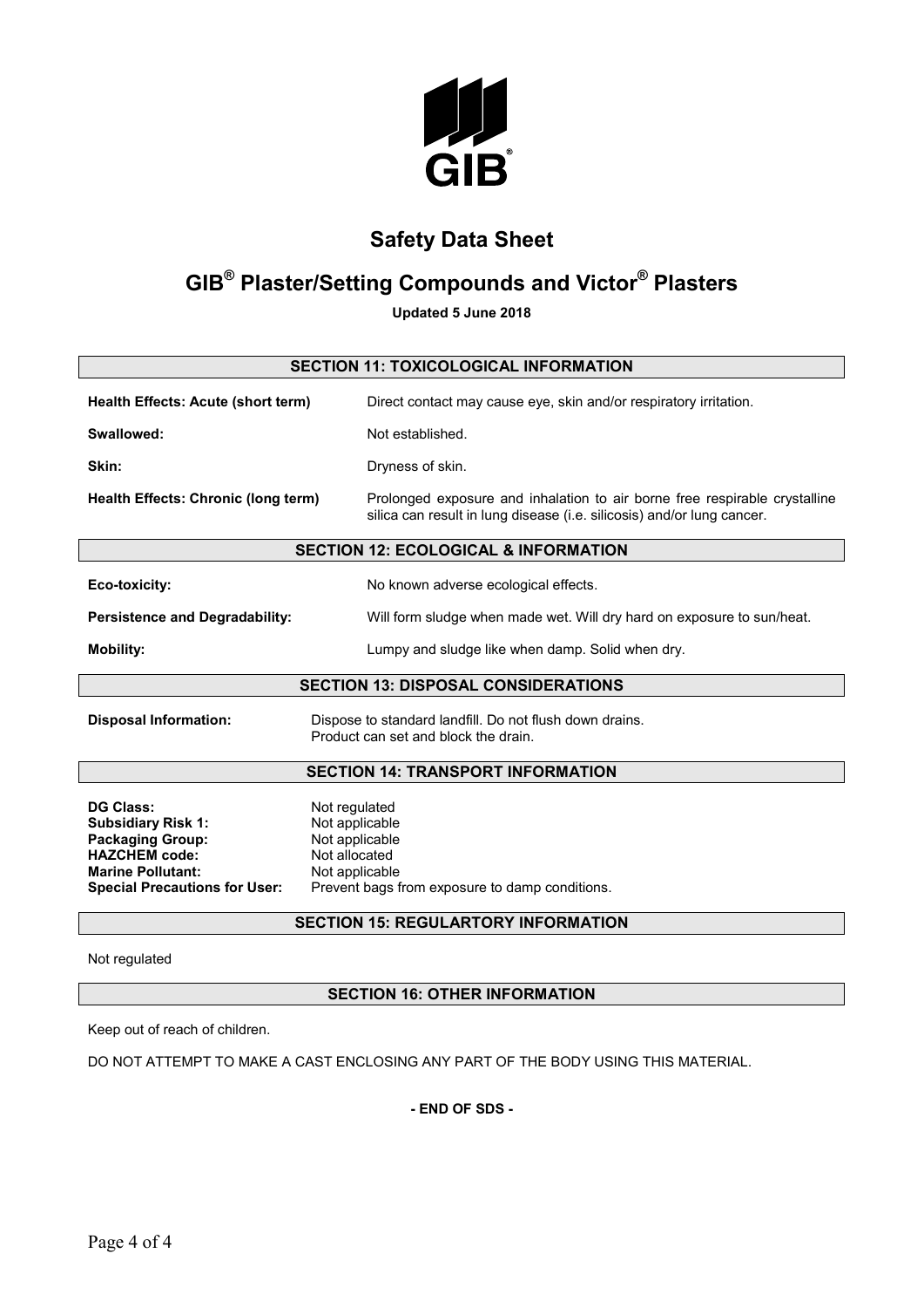# Safety Data Sheet

## GIB® Plaster/Setting Compounds and Victor® Plasters

**Updated 5 June 2018**

### SECTION 11: TOXICOLOGICAL INFORMATION

| | |
|---|---|
| **Health Effects: Acute (short term)** | Direct contact may cause eye, skin and/or respiratory irritation. |
| **Swallowed:** | Not established. |
| **Skin:** | Dryness of skin. |
| **Health Effects: Chronic (long term)** | Prolonged exposure and inhalation to air borne free respirable crystalline silica can result in lung disease (i.e. silicosis) and/or lung cancer. |

### SECTION 12: ECOLOGICAL & INFORMATION

| | |
|---|---|
| **Eco-toxicity:** | No known adverse ecological effects. |
| **Persistence and Degradability:** | Will form sludge when made wet. Will dry hard on exposure to sun/heat. |
| **Mobility:** | Lumpy and sludge like when damp. Solid when dry. |

### SECTION 13: DISPOSAL CONSIDERATIONS

| | |
|---|---|
| **Disposal Information:** | Dispose to standard landfill. Do not flush down drains. Product can set and block the drain. |

### SECTION 14: TRANSPORT INFORMATION

| | |
|---|---|
| **DG Class:** | Not regulated |
| **Subsidiary Risk 1:** | Not applicable |
| **Packaging Group:** | Not applicable |
| **HAZCHEM code:** | Not allocated |
| **Marine Pollutant:** | Not applicable |
| **Special Precautions for User:** | Prevent bags from exposure to damp conditions. |

### SECTION 15: REGULARTORY INFORMATION

Not regulated

### SECTION 16: OTHER INFORMATION

Keep out of reach of children.

DO NOT ATTEMPT TO MAKE A CAST ENCLOSING ANY PART OF THE BODY USING THIS MATERIAL.

**- END OF SDS -**